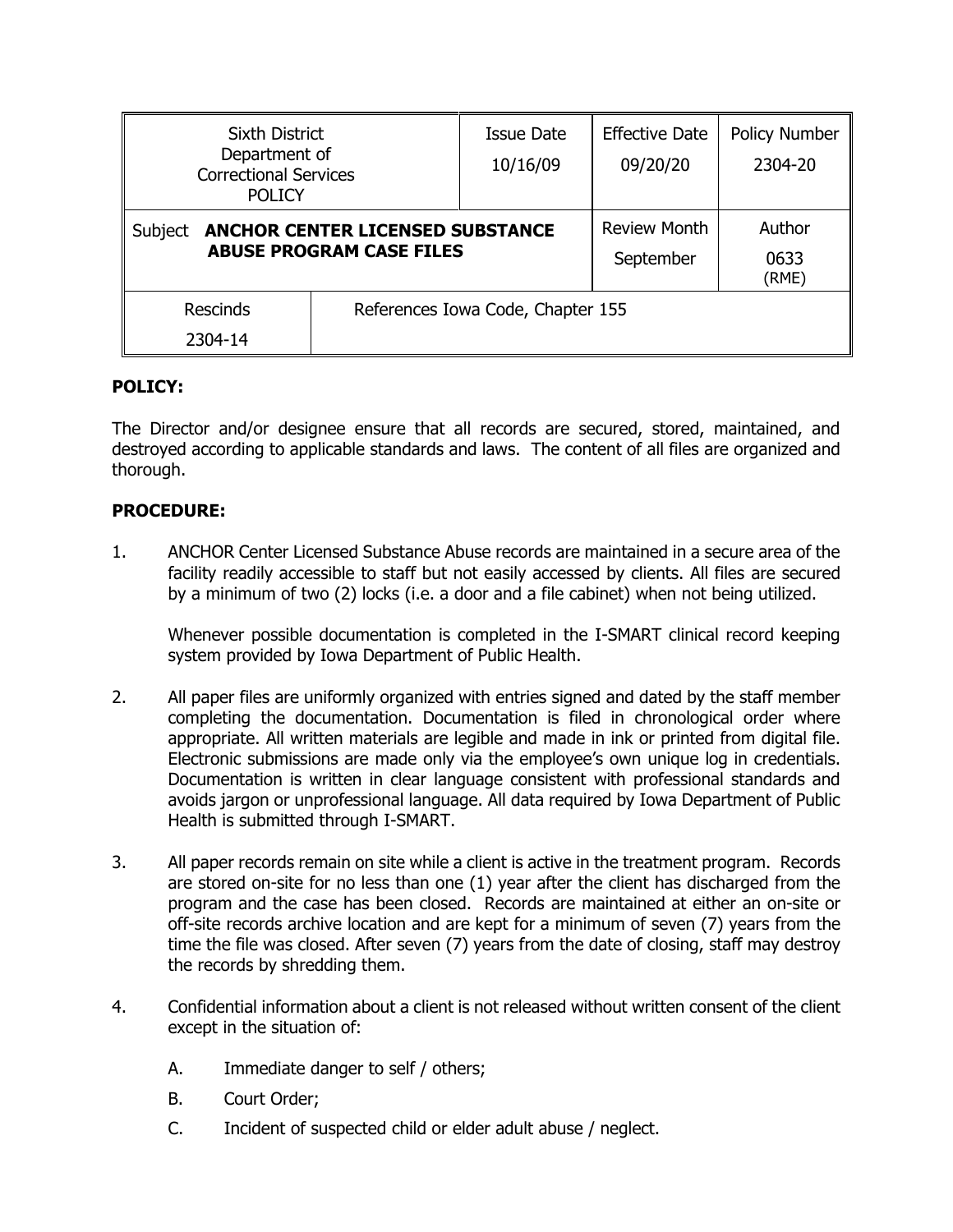| Sixth District Department of Correctional Services POLICY | | Issue Date 10/16/09 | Effective Date 09/20/20 | Policy Number 2304-20 |
|---|---|---|---|---|
| Subject **ANCHOR CENTER LICENSED SUBSTANCE ABUSE PROGRAM CASE FILES** | | | Review Month September | Author 0633 (RME) |
| Rescinds 2304-14 | References Iowa Code, Chapter 155 | | | |

**POLICY:**

The Director and/or designee ensure that all records are secured, stored, maintained, and destroyed according to applicable standards and laws. The content of all files are organized and thorough.

**PROCEDURE:**

1. ANCHOR Center Licensed Substance Abuse records are maintained in a secure area of the facility readily accessible to staff but not easily accessed by clients. All files are secured by a minimum of two (2) locks (i.e. a door and a file cabinet) when not being utilized.

   Whenever possible documentation is completed in the I-SMART clinical record keeping system provided by Iowa Department of Public Health.

2. All paper files are uniformly organized with entries signed and dated by the staff member completing the documentation. Documentation is filed in chronological order where appropriate. All written materials are legible and made in ink or printed from digital file. Electronic submissions are made only via the employee's own unique log in credentials. Documentation is written in clear language consistent with professional standards and avoids jargon or unprofessional language. All data required by Iowa Department of Public Health is submitted through I-SMART.

3. All paper records remain on site while a client is active in the treatment program. Records are stored on-site for no less than one (1) year after the client has discharged from the program and the case has been closed. Records are maintained at either an on-site or off-site records archive location and are kept for a minimum of seven (7) years from the time the file was closed. After seven (7) years from the date of closing, staff may destroy the records by shredding them.

4. Confidential information about a client is not released without written consent of the client except in the situation of:

   A. Immediate danger to self / others;

   B. Court Order;

   C. Incident of suspected child or elder adult abuse / neglect.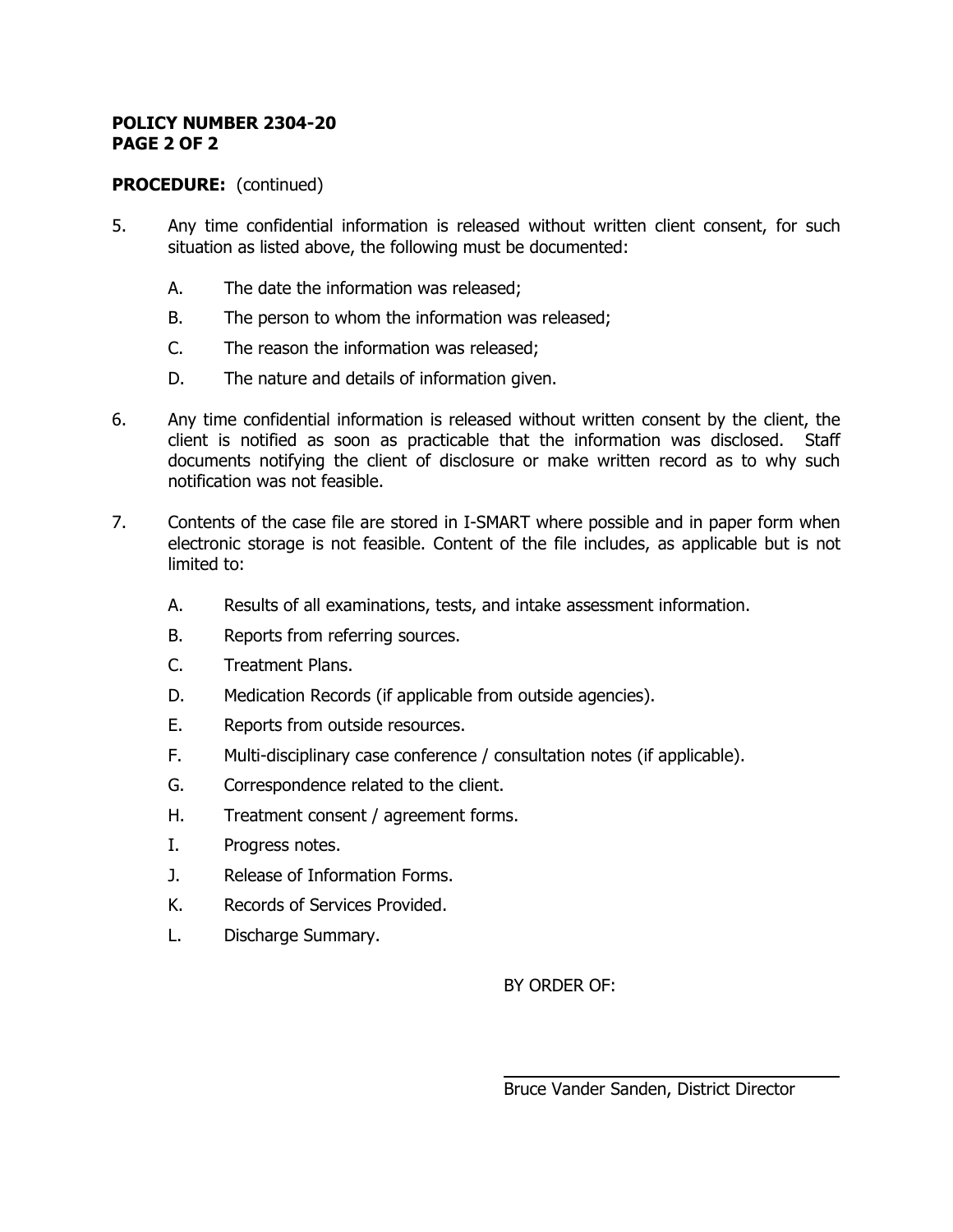**POLICY NUMBER 2304-20**

**PROCEDURE:** (continued)

5. Any time confidential information is released without written client consent, for such situation as listed above, the following must be documented:

   A. The date the information was released;

   B. The person to whom the information was released;

   C. The reason the information was released;

   D. The nature and details of information given.

6. Any time confidential information is released without written consent by the client, the client is notified as soon as practicable that the information was disclosed. Staff documents notifying the client of disclosure or make written record as to why such notification was not feasible.

7. Contents of the case file are stored in I-SMART where possible and in paper form when electronic storage is not feasible. Content of the file includes, as applicable but is not limited to:

   A. Results of all examinations, tests, and intake assessment information.

   B. Reports from referring sources.

   C. Treatment Plans.

   D. Medication Records (if applicable from outside agencies).

   E. Reports from outside resources.

   F. Multi-disciplinary case conference / consultation notes (if applicable).

   G. Correspondence related to the client.

   H. Treatment consent / agreement forms.

   I. Progress notes.

   J. Release of Information Forms.

   K. Records of Services Provided.

   L. Discharge Summary.

BY ORDER OF:

Bruce Vander Sanden, District Director